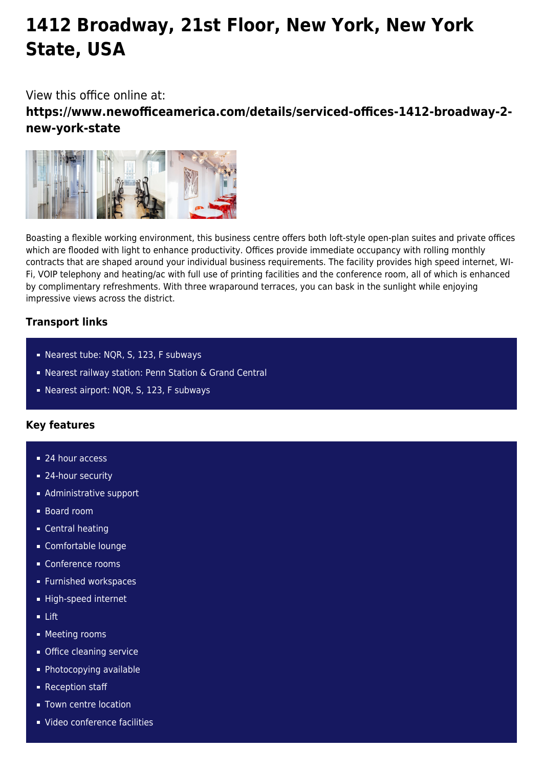# 1412 Broadway, 21st Floor, New York, New York State, USA

View this office online at:

**https://www.newofficeamerica.com/details/serviced-offices-1412-broadway-2-new-york-state**

Boasting a flexible working environment, this business centre offers both loft-style open-plan suites and private offices which are flooded with light to enhance productivity. Offices provide immediate occupancy with rolling monthly contracts that are shaped around your individual business requirements. The facility provides high speed internet, WI-Fi, VOIP telephony and heating/ac with full use of printing facilities and the conference room, all of which is enhanced by complimentary refreshments. With three wraparound terraces, you can bask in the sunlight while enjoying impressive views across the district.

### Transport links

- Nearest tube: NQR, S, 123, F subways
- Nearest railway station: Penn Station & Grand Central
- Nearest airport: NQR, S, 123, F subways

### Key features

- 24 hour access
- 24-hour security
- Administrative support
- Board room
- Central heating
- Comfortable lounge
- Conference rooms
- Furnished workspaces
- High-speed internet
- Lift
- Meeting rooms
- Office cleaning service
- Photocopying available
- Reception staff
- Town centre location
- Video conference facilities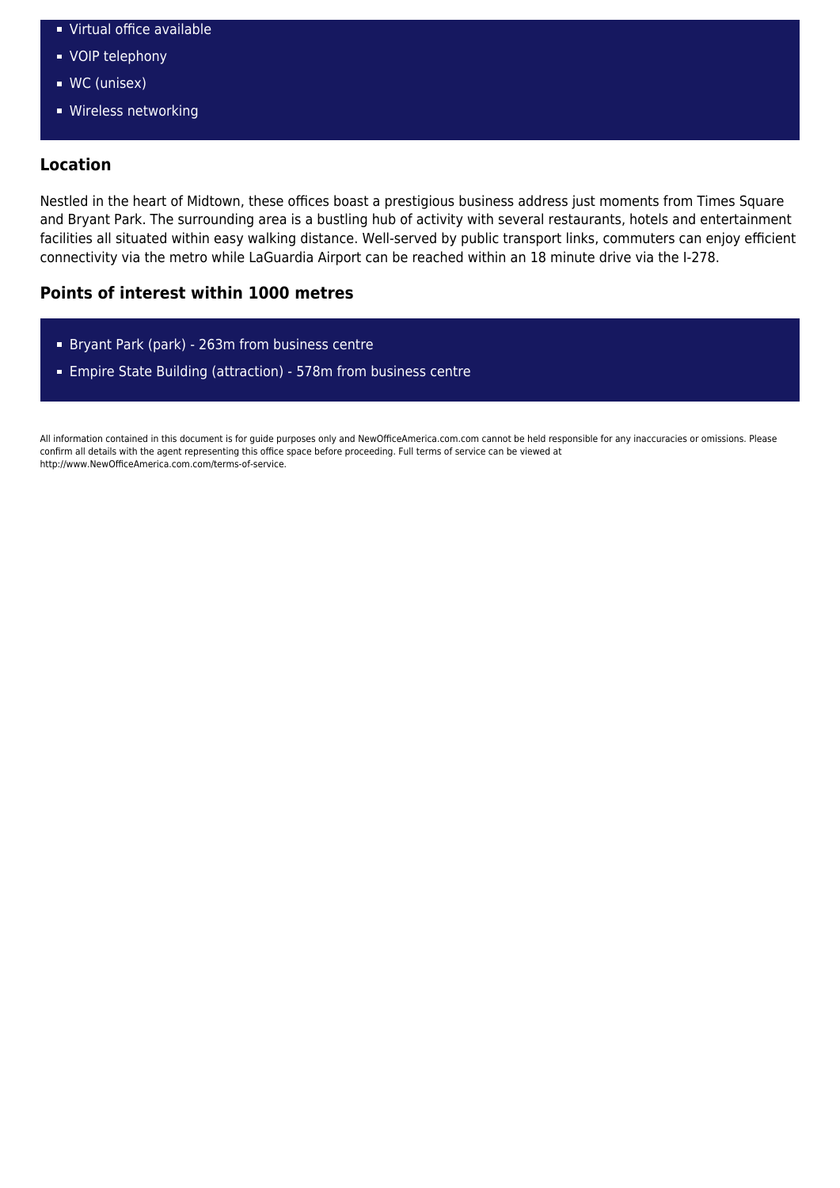- Virtual office available
- VOIP telephony
- WC (unisex)
- Wireless networking

## Location

Nestled in the heart of Midtown, these offices boast a prestigious business address just moments from Times Square and Bryant Park. The surrounding area is a bustling hub of activity with several restaurants, hotels and entertainment facilities all situated within easy walking distance. Well-served by public transport links, commuters can enjoy efficient connectivity via the metro while LaGuardia Airport can be reached within an 18 minute drive via the I-278.

## Points of interest within 1000 metres

- Bryant Park (park) - 263m from business centre
- Empire State Building (attraction) - 578m from business centre

All information contained in this document is for guide purposes only and NewOfficeAmerica.com.com cannot be held responsible for any inaccuracies or omissions. Please confirm all details with the agent representing this office space before proceeding. Full terms of service can be viewed at http://www.NewOfficeAmerica.com.com/terms-of-service.